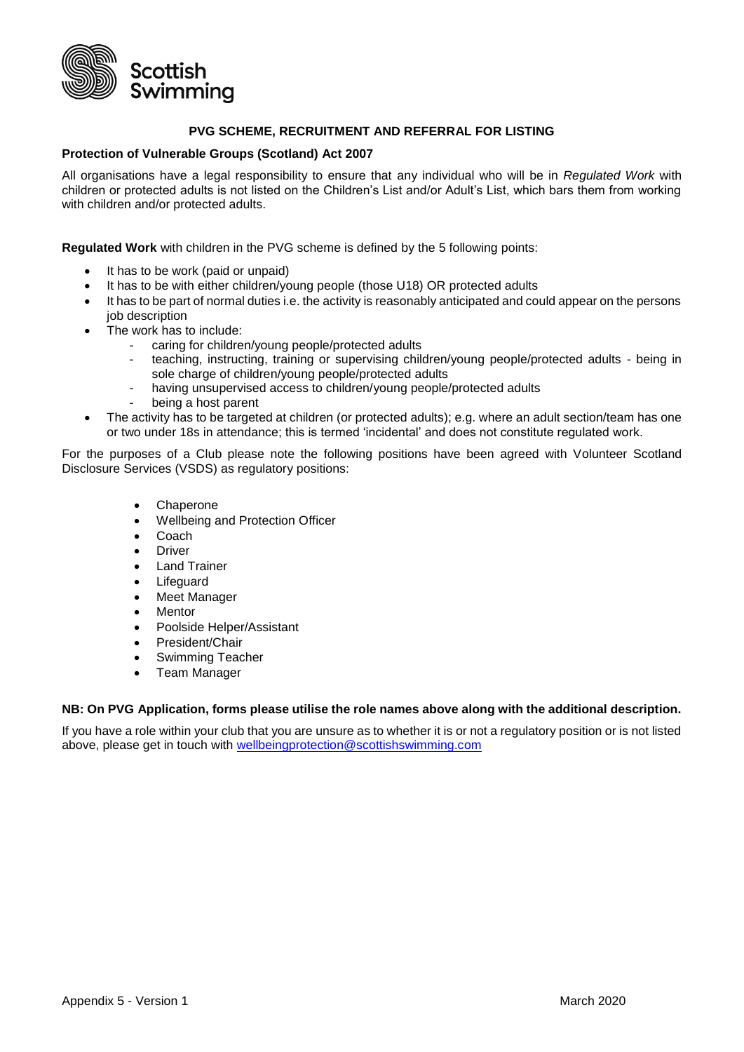Scottish Swimming

# PVG SCHEME, RECRUITMENT AND REFERRAL FOR LISTING

## Protection of Vulnerable Groups (Scotland) Act 2007

All organisations have a legal responsibility to ensure that any individual who will be in *Regulated Work* with children or protected adults is not listed on the Children's List and/or Adult's List, which bars them from working with children and/or protected adults.

**Regulated Work** with children in the PVG scheme is defined by the 5 following points:

- It has to be work (paid or unpaid)
- It has to be with either children/young people (those U18) OR protected adults
- It has to be part of normal duties i.e. the activity is reasonably anticipated and could appear on the persons job description
- The work has to include:
  - caring for children/young people/protected adults
  - teaching, instructing, training or supervising children/young people/protected adults - being in sole charge of children/young people/protected adults
  - having unsupervised access to children/young people/protected adults
  - being a host parent
- The activity has to be targeted at children (or protected adults); e.g. where an adult section/team has one or two under 18s in attendance; this is termed 'incidental' and does not constitute regulated work.

For the purposes of a Club please note the following positions have been agreed with Volunteer Scotland Disclosure Services (VSDS) as regulatory positions:

- Chaperone
- Wellbeing and Protection Officer
- Coach
- Driver
- Land Trainer
- Lifeguard
- Meet Manager
- Mentor
- Poolside Helper/Assistant
- President/Chair
- Swimming Teacher
- Team Manager

**NB: On PVG Application, forms please utilise the role names above along with the additional description.**

If you have a role within your club that you are unsure as to whether it is or not a regulatory position or is not listed above, please get in touch with wellbeingprotection@scottishswimming.com

Appendix 5 - Version 1 March 2020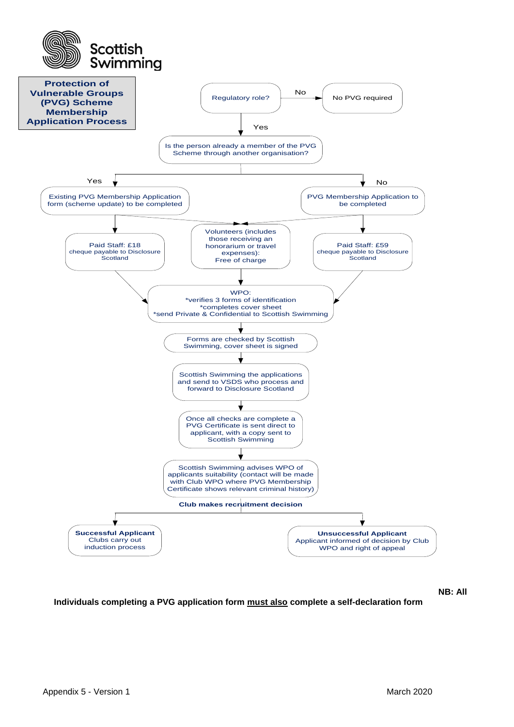# Scottish Swimming

## Protection of Vulnerable Groups (PVG) Scheme Membership Application Process

Regulatory role?

- No → No PVG required
- Yes → Is the person already a member of the PVG Scheme through another organisation?
  - Yes → Existing PVG Membership Application form (scheme update) to be completed
  - No → PVG Membership Application to be completed

Paid Staff: £18
cheque payable to Disclosure Scotland

Volunteers (includes those receiving an honorarium or travel expenses):
Free of charge

Paid Staff: £59
cheque payable to Disclosure Scotland

WPO:
*verifies 3 forms of identification
*completes cover sheet
*send Private & Confidential to Scottish Swimming

Forms are checked by Scottish Swimming, cover sheet is signed

Scottish Swimming the applications and send to VSDS who process and forward to Disclosure Scotland

Once all checks are complete a PVG Certificate is sent direct to applicant, with a copy sent to Scottish Swimming

Scottish Swimming advises WPO of applicants suitability (contact will be made with Club WPO where PVG Membership Certificate shows relevant criminal history)

**Club makes recruitment decision**

- **Successful Applicant**
  Clubs carry out induction process
- **Unsuccessful Applicant**
  Applicant informed of decision by Club WPO and right of appeal

**NB: All Individuals completing a PVG application form <u>must also</u> complete a self-declaration form**

Appendix 5 - Version 1

March 2020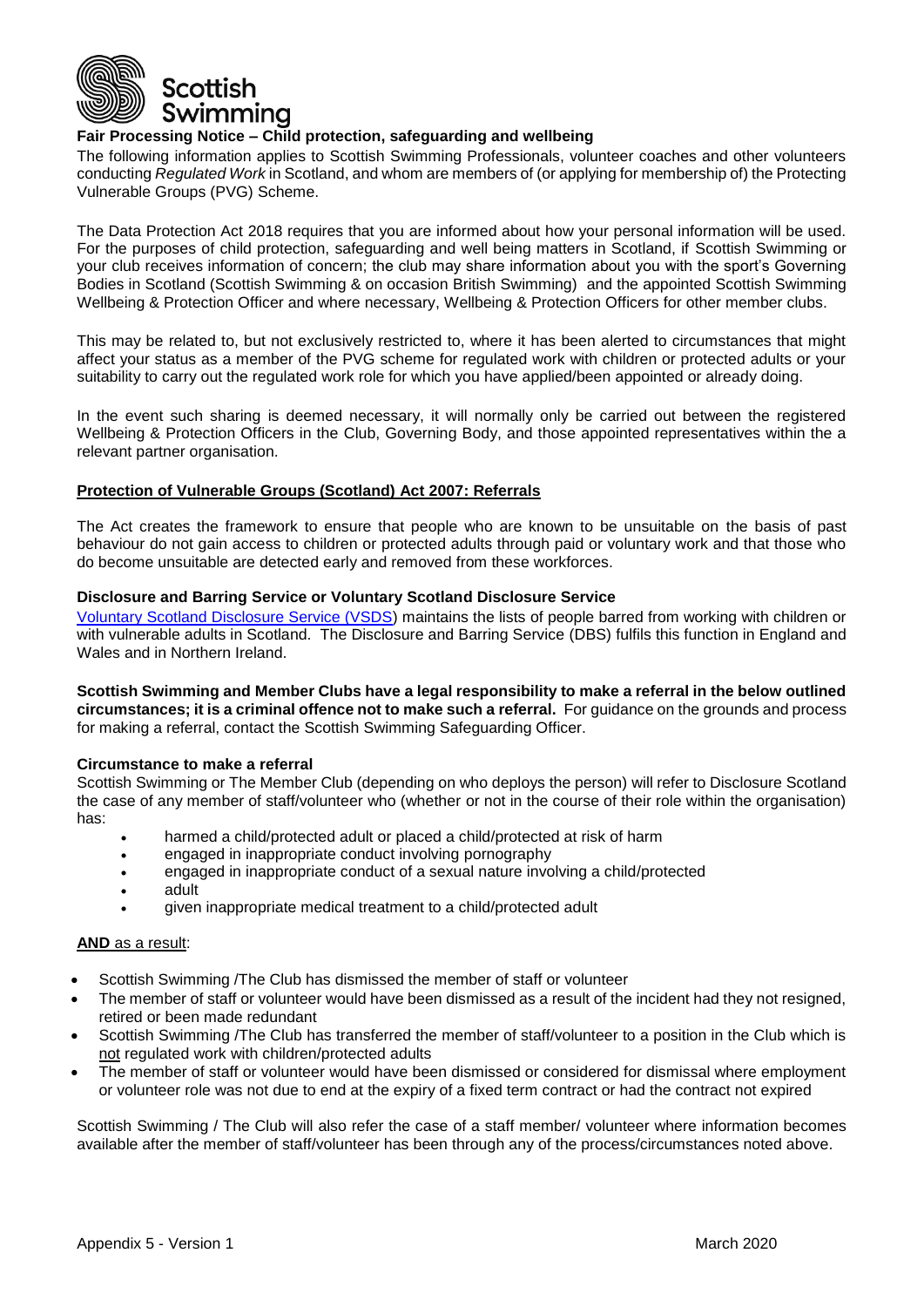Scottish Swimming

## Fair Processing Notice – Child protection, safeguarding and wellbeing

The following information applies to Scottish Swimming Professionals, volunteer coaches and other volunteers conducting *Regulated Work* in Scotland, and whom are members of (or applying for membership of) the Protecting Vulnerable Groups (PVG) Scheme.

The Data Protection Act 2018 requires that you are informed about how your personal information will be used. For the purposes of child protection, safeguarding and well being matters in Scotland, if Scottish Swimming or your club receives information of concern; the club may share information about you with the sport's Governing Bodies in Scotland (Scottish Swimming & on occasion British Swimming) and the appointed Scottish Swimming Wellbeing & Protection Officer and where necessary, Wellbeing & Protection Officers for other member clubs.

This may be related to, but not exclusively restricted to, where it has been alerted to circumstances that might affect your status as a member of the PVG scheme for regulated work with children or protected adults or your suitability to carry out the regulated work role for which you have applied/been appointed or already doing.

In the event such sharing is deemed necessary, it will normally only be carried out between the registered Wellbeing & Protection Officers in the Club, Governing Body, and those appointed representatives within the a relevant partner organisation.

### Protection of Vulnerable Groups (Scotland) Act 2007: Referrals

The Act creates the framework to ensure that people who are known to be unsuitable on the basis of past behaviour do not gain access to children or protected adults through paid or voluntary work and that those who do become unsuitable are detected early and removed from these workforces.

### Disclosure and Barring Service or Voluntary Scotland Disclosure Service

Voluntary Scotland Disclosure Service (VSDS) maintains the lists of people barred from working with children or with vulnerable adults in Scotland. The Disclosure and Barring Service (DBS) fulfils this function in England and Wales and in Northern Ireland.

**Scottish Swimming and Member Clubs have a legal responsibility to make a referral in the below outlined circumstances; it is a criminal offence not to make such a referral.** For guidance on the grounds and process for making a referral, contact the Scottish Swimming Safeguarding Officer.

### Circumstance to make a referral

Scottish Swimming or The Member Club (depending on who deploys the person) will refer to Disclosure Scotland the case of any member of staff/volunteer who (whether or not in the course of their role within the organisation) has:

- harmed a child/protected adult or placed a child/protected at risk of harm
- engaged in inappropriate conduct involving pornography
- engaged in inappropriate conduct of a sexual nature involving a child/protected
- adult
- given inappropriate medical treatment to a child/protected adult

**AND** as a result:

- Scottish Swimming /The Club has dismissed the member of staff or volunteer
- The member of staff or volunteer would have been dismissed as a result of the incident had they not resigned, retired or been made redundant
- Scottish Swimming /The Club has transferred the member of staff/volunteer to a position in the Club which is not regulated work with children/protected adults
- The member of staff or volunteer would have been dismissed or considered for dismissal where employment or volunteer role was not due to end at the expiry of a fixed term contract or had the contract not expired

Scottish Swimming / The Club will also refer the case of a staff member/ volunteer where information becomes available after the member of staff/volunteer has been through any of the process/circumstances noted above.

Appendix 5 - Version 1 March 2020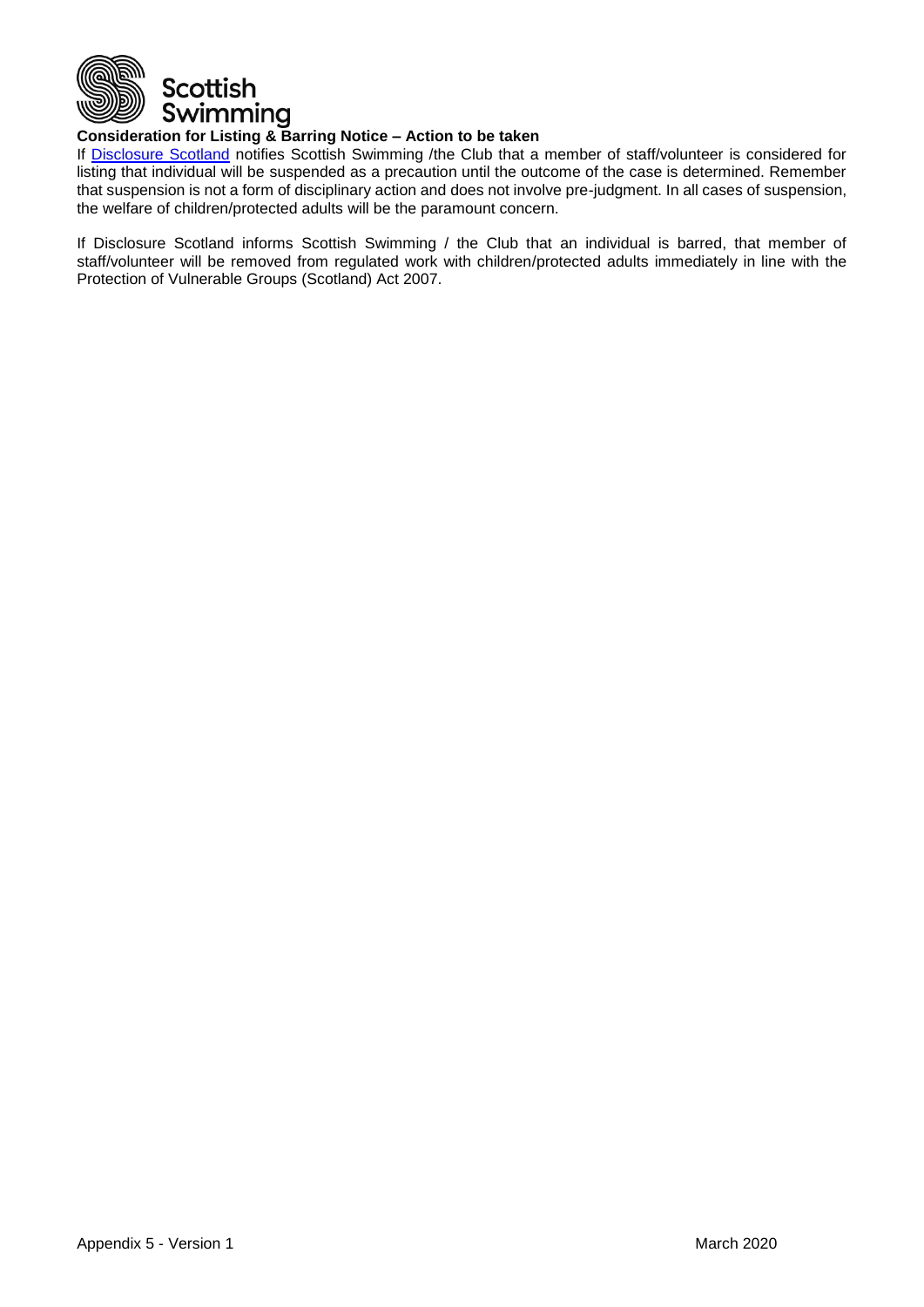**Consideration for Listing & Barring Notice – Action to be taken**

If [Disclosure Scotland] notifies Scottish Swimming /the Club that a member of staff/volunteer is considered for listing that individual will be suspended as a precaution until the outcome of the case is determined. Remember that suspension is not a form of disciplinary action and does not involve pre-judgment. In all cases of suspension, the welfare of children/protected adults will be the paramount concern.

If Disclosure Scotland informs Scottish Swimming / the Club that an individual is barred, that member of staff/volunteer will be removed from regulated work with children/protected adults immediately in line with the Protection of Vulnerable Groups (Scotland) Act 2007.